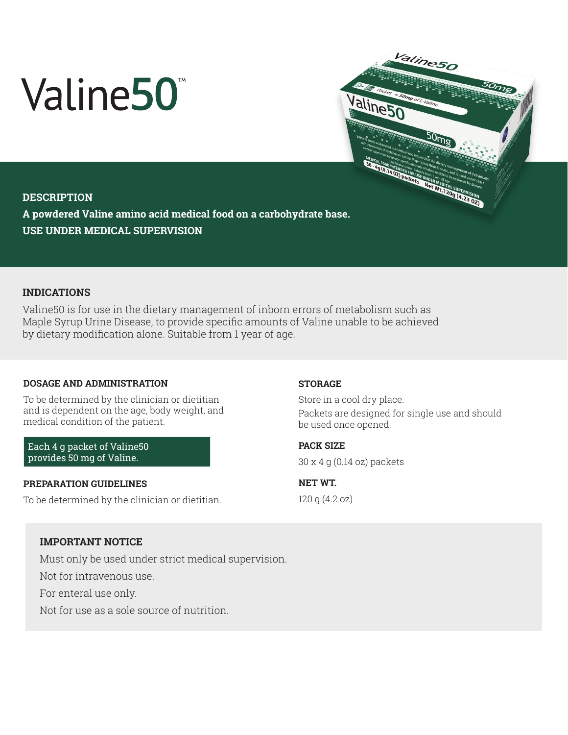# Valine50™

## DESCRIPTION

**A powdered Valine amino acid medical food on a carbohydrate base.**
**USE UNDER MEDICAL SUPERVISION**

## INDICATIONS

Valine50 is for use in the dietary management of inborn errors of metabolism such as Maple Syrup Urine Disease, to provide specific amounts of Valine unable to be achieved by dietary modification alone. Suitable from 1 year of age.

### DOSAGE AND ADMINISTRATION

To be determined by the clinician or dietitian and is dependent on the age, body weight, and medical condition of the patient.

Each 4 g packet of Valine50 provides 50 mg of Valine.

### PREPARATION GUIDELINES

To be determined by the clinician or dietitian.

### STORAGE

Store in a cool dry place.

Packets are designed for single use and should be used once opened.

### PACK SIZE

30 x 4 g (0.14 oz) packets

### NET WT.

120 g (4.2 oz)

### IMPORTANT NOTICE

Must only be used under strict medical supervision.

Not for intravenous use.

For enteral use only.

Not for use as a sole source of nutrition.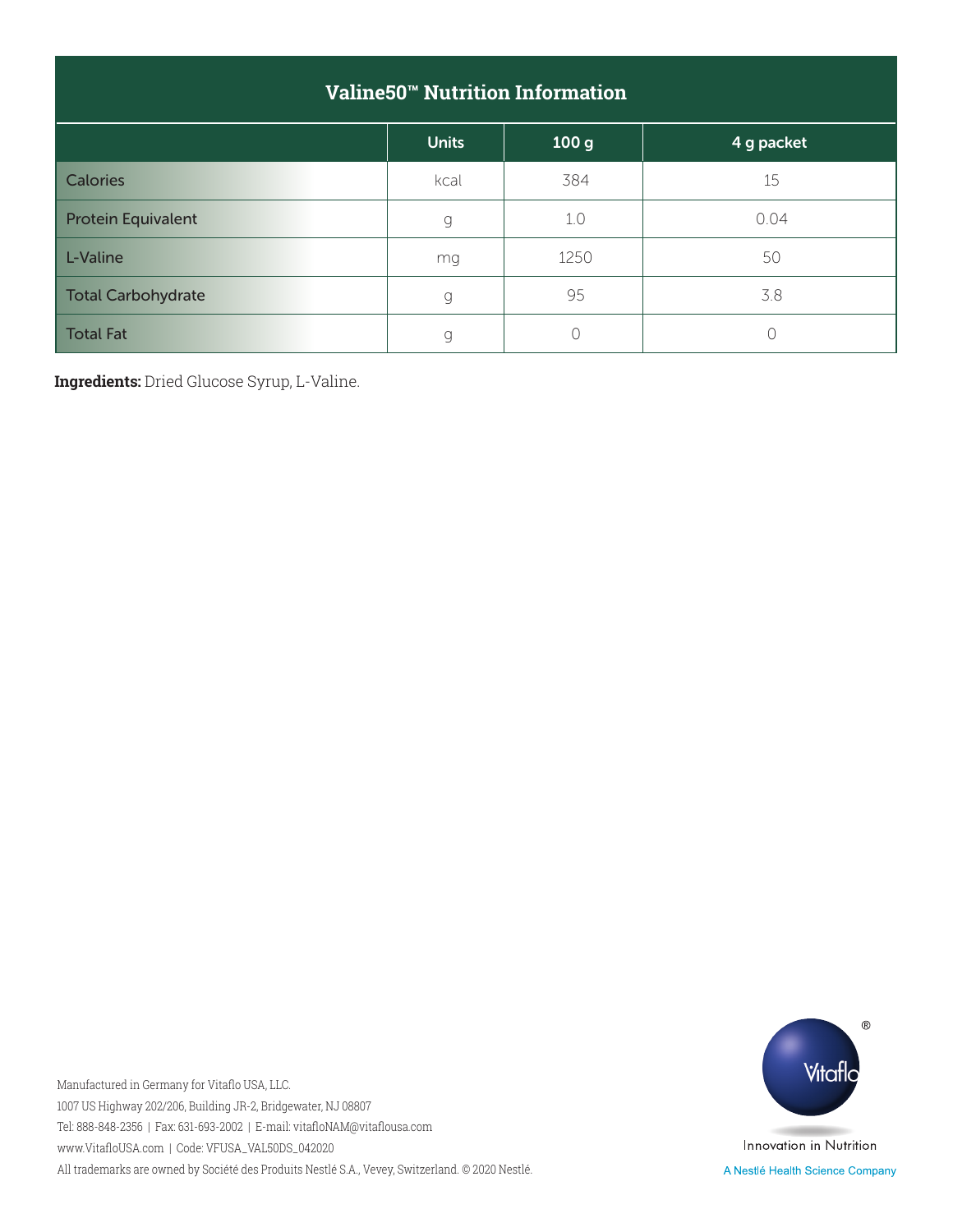## Valine50™ Nutrition Information

| | Units | 100 g | 4 g packet |
|---|---|---|---|
| Calories | kcal | 384 | 15 |
| Protein Equivalent | g | 1.0 | 0.04 |
| L-Valine | mg | 1250 | 50 |
| Total Carbohydrate | g | 95 | 3.8 |
| Total Fat | g | 0 | 0 |

**Ingredients:** Dried Glucose Syrup, L-Valine.

Manufactured in Germany for Vitaflo USA, LLC.
1007 US Highway 202/206, Building JR-2, Bridgewater, NJ 08807
Tel: 888-848-2356 | Fax: 631-693-2002 | E-mail: vitafloNAM@vitaflousa.com
www.VitafloUSA.com | Code: VFUSA_VAL50DS_042020
All trademarks are owned by Société des Produits Nestlé S.A., Vevey, Switzerland. © 2020 Nestlé.

Vitaflo®
Innovation in Nutrition
A Nestlé Health Science Company